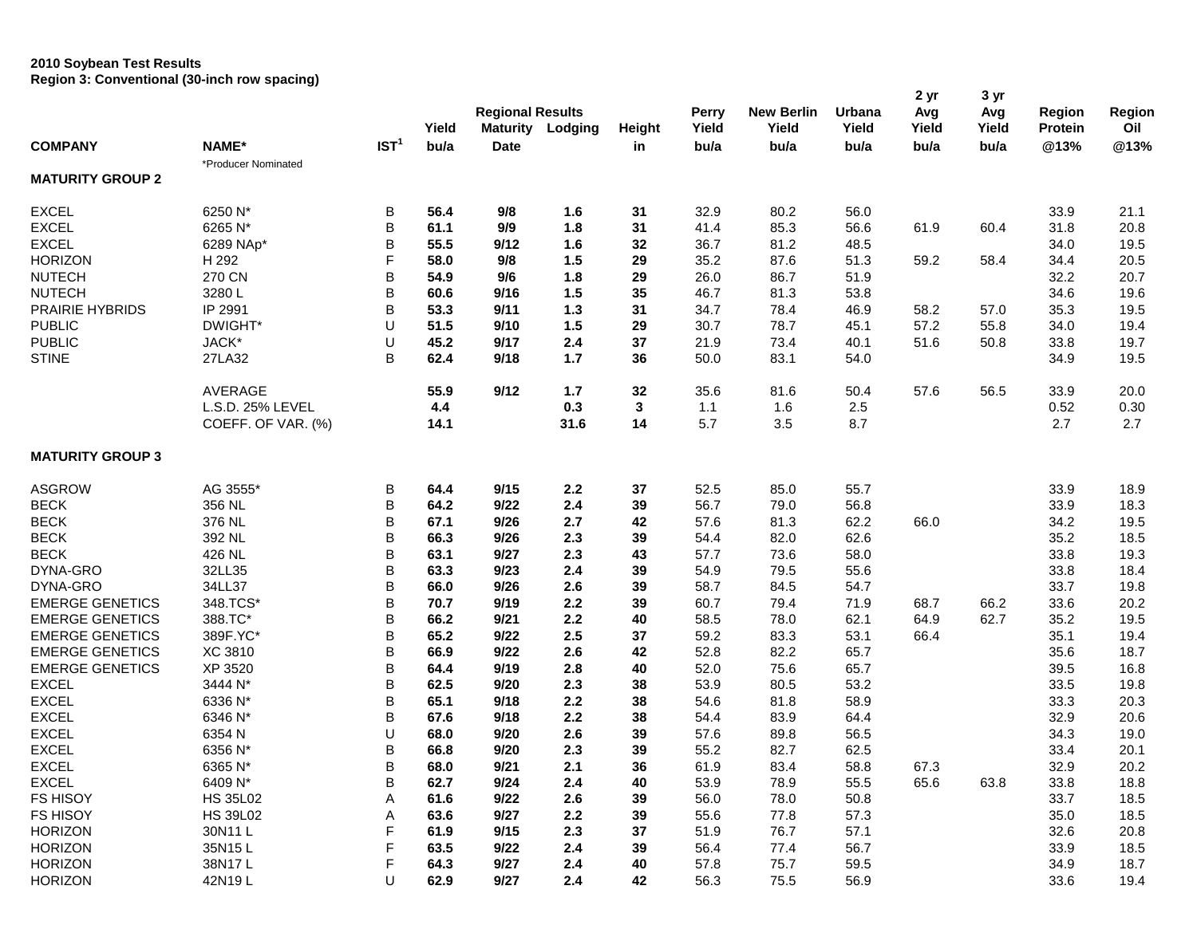**2010 Soybean Test Results**
**Region 3: Conventional (30-inch row spacing)**

| COMPANY | NAME* | IST[1] | Yield bu/a | Regional Results Maturity Date | Lodging | Height in | Perry Yield bu/a | New Berlin Yield bu/a | Urbana Yield bu/a | 2 yr Avg Yield bu/a | 3 yr Avg Yield bu/a | Region Protein @13% | Region Oil @13% |
|---|---|---|---|---|---|---|---|---|---|---|---|---|---|
| | *Producer Nominated | | | | | | | | | | | | |
| **MATURITY GROUP 2** | | | | | | | | | | | | | |
| EXCEL | 6250 N* | B | **56.4** | **9/8** | **1.6** | **31** | 32.9 | 80.2 | 56.0 | | | 33.9 | 21.1 |
| EXCEL | 6265 N* | B | **61.1** | **9/9** | **1.8** | **31** | 41.4 | 85.3 | 56.6 | 61.9 | 60.4 | 31.8 | 20.8 |
| EXCEL | 6289 NAp* | B | **55.5** | **9/12** | **1.6** | **32** | 36.7 | 81.2 | 48.5 | | | 34.0 | 19.5 |
| HORIZON | H 292 | F | **58.0** | **9/8** | **1.5** | **29** | 35.2 | 87.6 | 51.3 | 59.2 | 58.4 | 34.4 | 20.5 |
| NUTECH | 270 CN | B | **54.9** | **9/6** | **1.8** | **29** | 26.0 | 86.7 | 51.9 | | | 32.2 | 20.7 |
| NUTECH | 3280 L | B | **60.6** | **9/16** | **1.5** | **35** | 46.7 | 81.3 | 53.8 | | | 34.6 | 19.6 |
| PRAIRIE HYBRIDS | IP 2991 | B | **53.3** | **9/11** | **1.3** | **31** | 34.7 | 78.4 | 46.9 | 58.2 | 57.0 | 35.3 | 19.5 |
| PUBLIC | DWIGHT* | U | **51.5** | **9/10** | **1.5** | **29** | 30.7 | 78.7 | 45.1 | 57.2 | 55.8 | 34.0 | 19.4 |
| PUBLIC | JACK* | U | **45.2** | **9/17** | **2.4** | **37** | 21.9 | 73.4 | 40.1 | 51.6 | 50.8 | 33.8 | 19.7 |
| STINE | 27LA32 | B | **62.4** | **9/18** | **1.7** | **36** | 50.0 | 83.1 | 54.0 | | | 34.9 | 19.5 |
| | AVERAGE | | **55.9** | **9/12** | **1.7** | **32** | 35.6 | 81.6 | 50.4 | 57.6 | 56.5 | 33.9 | 20.0 |
| | L.S.D. 25% LEVEL | | **4.4** | | **0.3** | **3** | 1.1 | 1.6 | 2.5 | | | 0.52 | 0.30 |
| | COEFF. OF VAR. (%) | | **14.1** | | **31.6** | **14** | 5.7 | 3.5 | 8.7 | | | 2.7 | 2.7 |
| **MATURITY GROUP 3** | | | | | | | | | | | | | |
| ASGROW | AG 3555* | B | **64.4** | **9/15** | **2.2** | **37** | 52.5 | 85.0 | 55.7 | | | 33.9 | 18.9 |
| BECK | 356 NL | B | **64.2** | **9/22** | **2.4** | **39** | 56.7 | 79.0 | 56.8 | | | 33.9 | 18.3 |
| BECK | 376 NL | B | **67.1** | **9/26** | **2.7** | **42** | 57.6 | 81.3 | 62.2 | 66.0 | | 34.2 | 19.5 |
| BECK | 392 NL | B | **66.3** | **9/26** | **2.3** | **39** | 54.4 | 82.0 | 62.6 | | | 35.2 | 18.5 |
| BECK | 426 NL | B | **63.1** | **9/27** | **2.3** | **43** | 57.7 | 73.6 | 58.0 | | | 33.8 | 19.3 |
| DYNA-GRO | 32LL35 | B | **63.3** | **9/23** | **2.4** | **39** | 54.9 | 79.5 | 55.6 | | | 33.8 | 18.4 |
| DYNA-GRO | 34LL37 | B | **66.0** | **9/26** | **2.6** | **39** | 58.7 | 84.5 | 54.7 | | | 33.7 | 19.8 |
| EMERGE GENETICS | 348.TCS* | B | **70.7** | **9/19** | **2.2** | **39** | 60.7 | 79.4 | 71.9 | 68.7 | 66.2 | 33.6 | 20.2 |
| EMERGE GENETICS | 388.TC* | B | **66.2** | **9/21** | **2.2** | **40** | 58.5 | 78.0 | 62.1 | 64.9 | 62.7 | 35.2 | 19.5 |
| EMERGE GENETICS | 389F.YC* | B | **65.2** | **9/22** | **2.5** | **37** | 59.2 | 83.3 | 53.1 | 66.4 | | 35.1 | 19.4 |
| EMERGE GENETICS | XC 3810 | B | **66.9** | **9/22** | **2.6** | **42** | 52.8 | 82.2 | 65.7 | | | 35.6 | 18.7 |
| EMERGE GENETICS | XP 3520 | B | **64.4** | **9/19** | **2.8** | **40** | 52.0 | 75.6 | 65.7 | | | 39.5 | 16.8 |
| EXCEL | 3444 N* | B | **62.5** | **9/20** | **2.3** | **38** | 53.9 | 80.5 | 53.2 | | | 33.5 | 19.8 |
| EXCEL | 6336 N* | B | **65.1** | **9/18** | **2.2** | **38** | 54.6 | 81.8 | 58.9 | | | 33.3 | 20.3 |
| EXCEL | 6346 N* | B | **67.6** | **9/18** | **2.2** | **38** | 54.4 | 83.9 | 64.4 | | | 32.9 | 20.6 |
| EXCEL | 6354 N | U | **68.0** | **9/20** | **2.6** | **39** | 57.6 | 89.8 | 56.5 | | | 34.3 | 19.0 |
| EXCEL | 6356 N* | B | **66.8** | **9/20** | **2.3** | **39** | 55.2 | 82.7 | 62.5 | | | 33.4 | 20.1 |
| EXCEL | 6365 N* | B | **68.0** | **9/21** | **2.1** | **36** | 61.9 | 83.4 | 58.8 | 67.3 | | 32.9 | 20.2 |
| EXCEL | 6409 N* | B | **62.7** | **9/24** | **2.4** | **40** | 53.9 | 78.9 | 55.5 | 65.6 | 63.8 | 33.8 | 18.8 |
| FS HISOY | HS 35L02 | A | **61.6** | **9/22** | **2.6** | **39** | 56.0 | 78.0 | 50.8 | | | 33.7 | 18.5 |
| FS HISOY | HS 39L02 | A | **63.6** | **9/27** | **2.2** | **39** | 55.6 | 77.8 | 57.3 | | | 35.0 | 18.5 |
| HORIZON | 30N11 L | F | **61.9** | **9/15** | **2.3** | **37** | 51.9 | 76.7 | 57.1 | | | 32.6 | 20.8 |
| HORIZON | 35N15 L | F | **63.5** | **9/22** | **2.4** | **39** | 56.4 | 77.4 | 56.7 | | | 33.9 | 18.5 |
| HORIZON | 38N17 L | F | **64.3** | **9/27** | **2.4** | **40** | 57.8 | 75.7 | 59.5 | | | 34.9 | 18.7 |
| HORIZON | 42N19 L | U | **62.9** | **9/27** | **2.4** | **42** | 56.3 | 75.5 | 56.9 | | | 33.6 | 19.4 |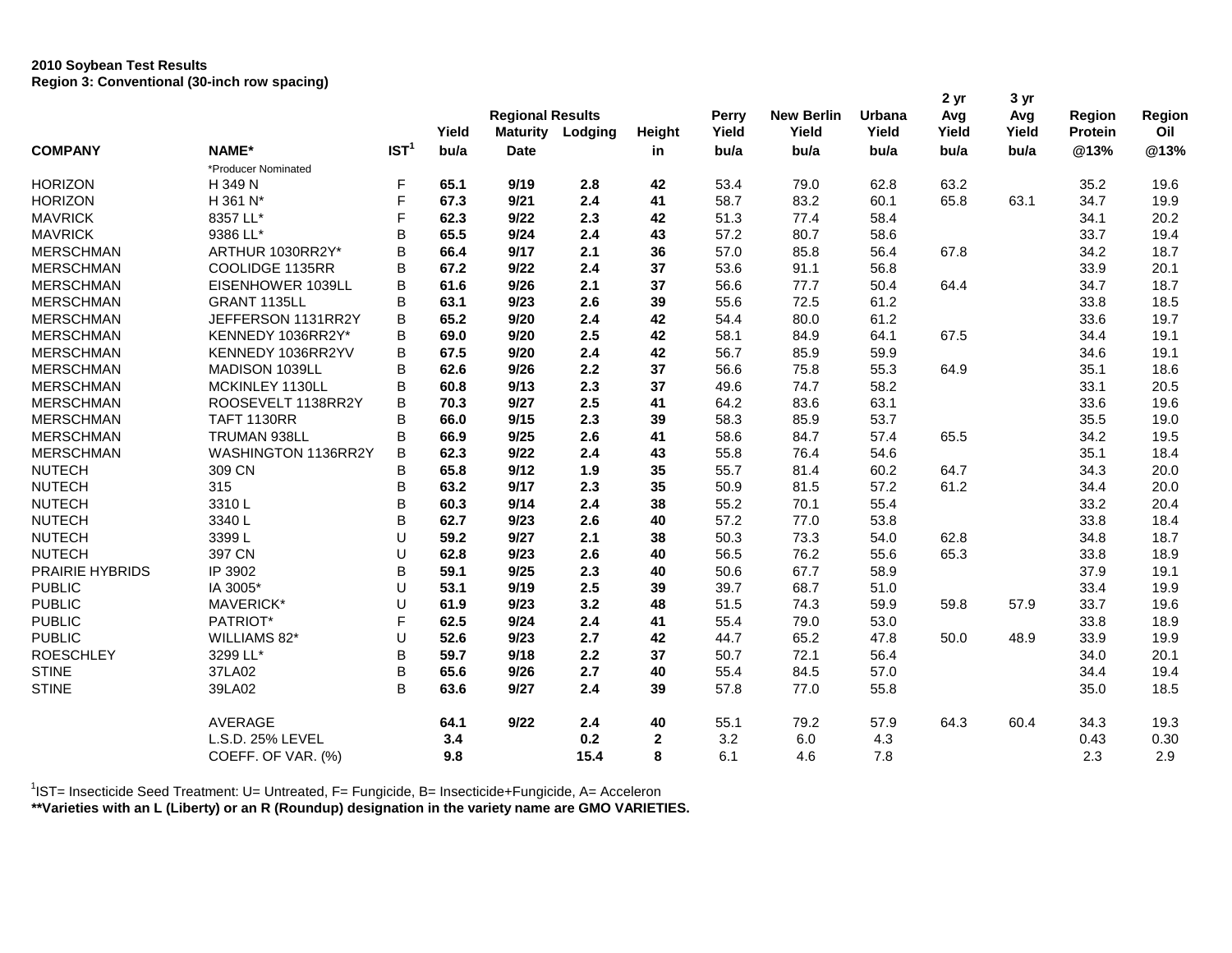**2010 Soybean Test Results**
**Region 3: Conventional (30-inch row spacing)**

| COMPANY | NAME* | IST[1] | Regional Results Yield bu/a | Regional Results Maturity Date | Regional Results Lodging | Height in | Perry Yield bu/a | New Berlin Yield bu/a | Urbana Yield bu/a | 2 yr Avg Yield bu/a | 3 yr Avg Yield bu/a | Region Protein @13% | Region Oil @13% |
|---|---|---|---|---|---|---|---|---|---|---|---|---|---|
| | *Producer Nominated | | | | | | | | | | | | |
| HORIZON | H 349 N | F | **65.1** | **9/19** | **2.8** | **42** | 53.4 | 79.0 | 62.8 | 63.2 | | 35.2 | 19.6 |
| HORIZON | H 361 N* | F | **67.3** | **9/21** | **2.4** | **41** | 58.7 | 83.2 | 60.1 | 65.8 | 63.1 | 34.7 | 19.9 |
| MAVRICK | 8357 LL* | F | **62.3** | **9/22** | **2.3** | **42** | 51.3 | 77.4 | 58.4 | | | 34.1 | 20.2 |
| MAVRICK | 9386 LL* | B | **65.5** | **9/24** | **2.4** | **43** | 57.2 | 80.7 | 58.6 | | | 33.7 | 19.4 |
| MERSCHMAN | ARTHUR 1030RR2Y* | B | **66.4** | **9/17** | **2.1** | **36** | 57.0 | 85.8 | 56.4 | 67.8 | | 34.2 | 18.7 |
| MERSCHMAN | COOLIDGE 1135RR | B | **67.2** | **9/22** | **2.4** | **37** | 53.6 | 91.1 | 56.8 | | | 33.9 | 20.1 |
| MERSCHMAN | EISENHOWER 1039LL | B | **61.6** | **9/26** | **2.1** | **37** | 56.6 | 77.7 | 50.4 | 64.4 | | 34.7 | 18.7 |
| MERSCHMAN | GRANT 1135LL | B | **63.1** | **9/23** | **2.6** | **39** | 55.6 | 72.5 | 61.2 | | | 33.8 | 18.5 |
| MERSCHMAN | JEFFERSON 1131RR2Y | B | **65.2** | **9/20** | **2.4** | **42** | 54.4 | 80.0 | 61.2 | | | 33.6 | 19.7 |
| MERSCHMAN | KENNEDY 1036RR2Y* | B | **69.0** | **9/20** | **2.5** | **42** | 58.1 | 84.9 | 64.1 | 67.5 | | 34.4 | 19.1 |
| MERSCHMAN | KENNEDY 1036RR2YV | B | **67.5** | **9/20** | **2.4** | **42** | 56.7 | 85.9 | 59.9 | | | 34.6 | 19.1 |
| MERSCHMAN | MADISON 1039LL | B | **62.6** | **9/26** | **2.2** | **37** | 56.6 | 75.8 | 55.3 | 64.9 | | 35.1 | 18.6 |
| MERSCHMAN | MCKINLEY 1130LL | B | **60.8** | **9/13** | **2.3** | **37** | 49.6 | 74.7 | 58.2 | | | 33.1 | 20.5 |
| MERSCHMAN | ROOSEVELT 1138RR2Y | B | **70.3** | **9/27** | **2.5** | **41** | 64.2 | 83.6 | 63.1 | | | 33.6 | 19.6 |
| MERSCHMAN | TAFT 1130RR | B | **66.0** | **9/15** | **2.3** | **39** | 58.3 | 85.9 | 53.7 | | | 35.5 | 19.0 |
| MERSCHMAN | TRUMAN 938LL | B | **66.9** | **9/25** | **2.6** | **41** | 58.6 | 84.7 | 57.4 | 65.5 | | 34.2 | 19.5 |
| MERSCHMAN | WASHINGTON 1136RR2Y | B | **62.3** | **9/22** | **2.4** | **43** | 55.8 | 76.4 | 54.6 | | | 35.1 | 18.4 |
| NUTECH | 309 CN | B | **65.8** | **9/12** | **1.9** | **35** | 55.7 | 81.4 | 60.2 | 64.7 | | 34.3 | 20.0 |
| NUTECH | 315 | B | **63.2** | **9/17** | **2.3** | **35** | 50.9 | 81.5 | 57.2 | 61.2 | | 34.4 | 20.0 |
| NUTECH | 3310 L | B | **60.3** | **9/14** | **2.4** | **38** | 55.2 | 70.1 | 55.4 | | | 33.2 | 20.4 |
| NUTECH | 3340 L | B | **62.7** | **9/23** | **2.6** | **40** | 57.2 | 77.0 | 53.8 | | | 33.8 | 18.4 |
| NUTECH | 3399 L | U | **59.2** | **9/27** | **2.1** | **38** | 50.3 | 73.3 | 54.0 | 62.8 | | 34.8 | 18.7 |
| NUTECH | 397 CN | U | **62.8** | **9/23** | **2.6** | **40** | 56.5 | 76.2 | 55.6 | 65.3 | | 33.8 | 18.9 |
| PRAIRIE HYBRIDS | IP 3902 | B | **59.1** | **9/25** | **2.3** | **40** | 50.6 | 67.7 | 58.9 | | | 37.9 | 19.1 |
| PUBLIC | IA 3005* | U | **53.1** | **9/19** | **2.5** | **39** | 39.7 | 68.7 | 51.0 | | | 33.4 | 19.9 |
| PUBLIC | MAVERICK* | U | **61.9** | **9/23** | **3.2** | **48** | 51.5 | 74.3 | 59.9 | 59.8 | 57.9 | 33.7 | 19.6 |
| PUBLIC | PATRIOT* | F | **62.5** | **9/24** | **2.4** | **41** | 55.4 | 79.0 | 53.0 | | | 33.8 | 18.9 |
| PUBLIC | WILLIAMS 82* | U | **52.6** | **9/23** | **2.7** | **42** | 44.7 | 65.2 | 47.8 | 50.0 | 48.9 | 33.9 | 19.9 |
| ROESCHLEY | 3299 LL* | B | **59.7** | **9/18** | **2.2** | **37** | 50.7 | 72.1 | 56.4 | | | 34.0 | 20.1 |
| STINE | 37LA02 | B | **65.6** | **9/26** | **2.7** | **40** | 55.4 | 84.5 | 57.0 | | | 34.4 | 19.4 |
| STINE | 39LA02 | B | **63.6** | **9/27** | **2.4** | **39** | 57.8 | 77.0 | 55.8 | | | 35.0 | 18.5 |
| | AVERAGE | | **64.1** | **9/22** | **2.4** | **40** | 55.1 | 79.2 | 57.9 | 64.3 | 60.4 | 34.3 | 19.3 |
| | L.S.D. 25% LEVEL | | **3.4** | | **0.2** | **2** | 3.2 | 6.0 | 4.3 | | | 0.43 | 0.30 |
| | COEFF. OF VAR. (%) | | **9.8** | | **15.4** | **8** | 6.1 | 4.6 | 7.8 | | | 2.3 | 2.9 |

[1]IST= Insecticide Seed Treatment: U= Untreated, F= Fungicide, B= Insecticide+Fungicide, A= Acceleron

**\*\*Varieties with an L (Liberty) or an R (Roundup) designation in the variety name are GMO VARIETIES.**